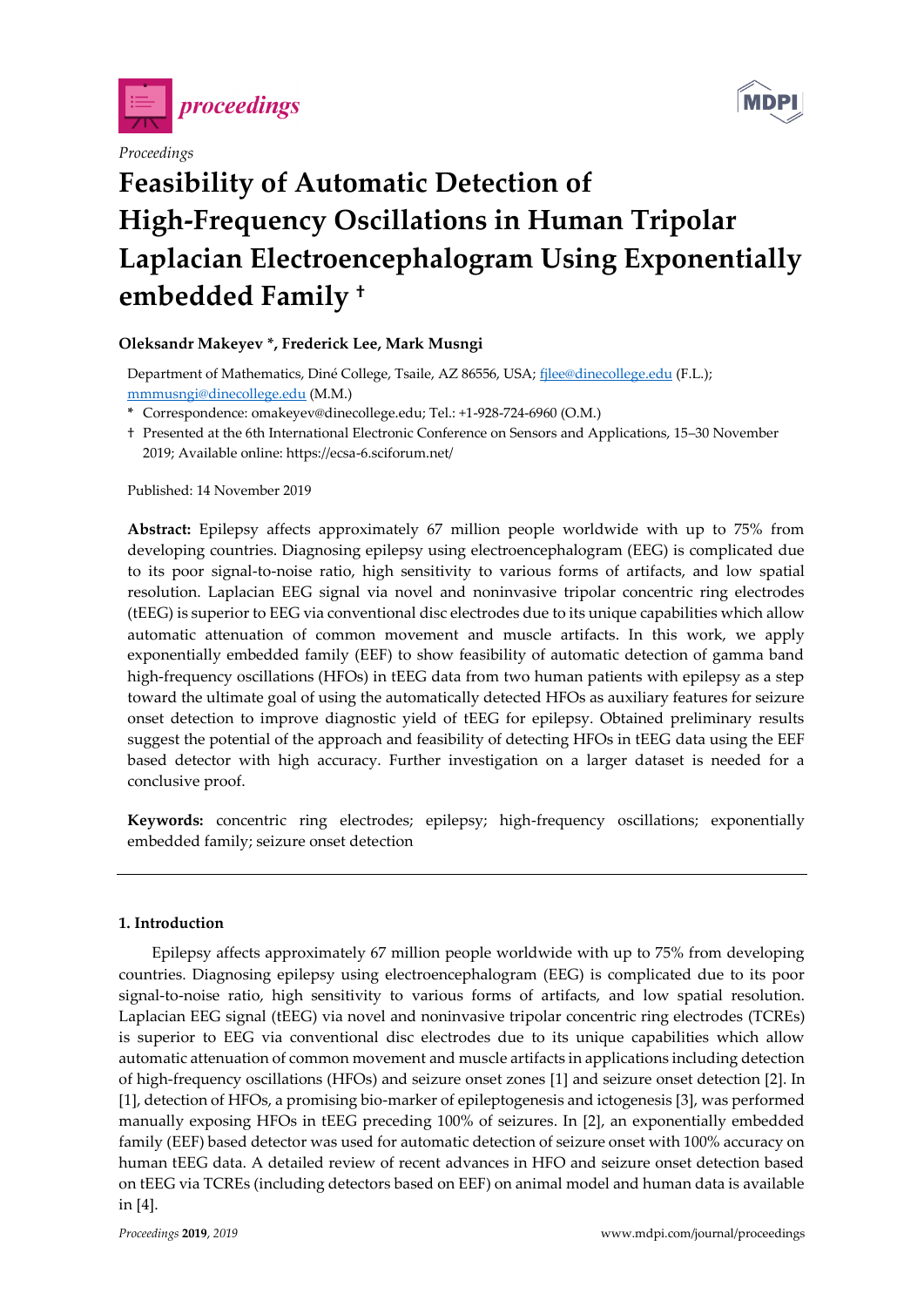*Proceedings*

# Feasibility of Automatic Detection of High-Frequency Oscillations in Human Tripolar Laplacian Electroencephalogram Using Exponentially embedded Family †

**Oleksandr Makeyev \*, Frederick Lee, Mark Musngi**

Department of Mathematics, Diné College, Tsaile, AZ 86556, USA; fjlee@dinecollege.edu (F.L.); mmmusngi@dinecollege.edu (M.M.)

\* Correspondence: omakeyev@dinecollege.edu; Tel.: +1-928-724-6960 (O.M.)

† Presented at the 6th International Electronic Conference on Sensors and Applications, 15–30 November 2019; Available online: https://ecsa-6.sciforum.net/

Published: 14 November 2019

**Abstract:** Epilepsy affects approximately 67 million people worldwide with up to 75% from developing countries. Diagnosing epilepsy using electroencephalogram (EEG) is complicated due to its poor signal-to-noise ratio, high sensitivity to various forms of artifacts, and low spatial resolution. Laplacian EEG signal via novel and noninvasive tripolar concentric ring electrodes (tEEG) is superior to EEG via conventional disc electrodes due to its unique capabilities which allow automatic attenuation of common movement and muscle artifacts. In this work, we apply exponentially embedded family (EEF) to show feasibility of automatic detection of gamma band high-frequency oscillations (HFOs) in tEEG data from two human patients with epilepsy as a step toward the ultimate goal of using the automatically detected HFOs as auxiliary features for seizure onset detection to improve diagnostic yield of tEEG for epilepsy. Obtained preliminary results suggest the potential of the approach and feasibility of detecting HFOs in tEEG data using the EEF based detector with high accuracy. Further investigation on a larger dataset is needed for a conclusive proof.

**Keywords:** concentric ring electrodes; epilepsy; high-frequency oscillations; exponentially embedded family; seizure onset detection

## 1. Introduction

Epilepsy affects approximately 67 million people worldwide with up to 75% from developing countries. Diagnosing epilepsy using electroencephalogram (EEG) is complicated due to its poor signal-to-noise ratio, high sensitivity to various forms of artifacts, and low spatial resolution. Laplacian EEG signal (tEEG) via novel and noninvasive tripolar concentric ring electrodes (TCREs) is superior to EEG via conventional disc electrodes due to its unique capabilities which allow automatic attenuation of common movement and muscle artifacts in applications including detection of high-frequency oscillations (HFOs) and seizure onset zones [1] and seizure onset detection [2]. In [1], detection of HFOs, a promising bio-marker of epileptogenesis and ictogenesis [3], was performed manually exposing HFOs in tEEG preceding 100% of seizures. In [2], an exponentially embedded family (EEF) based detector was used for automatic detection of seizure onset with 100% accuracy on human tEEG data. A detailed review of recent advances in HFO and seizure onset detection based on tEEG via TCREs (including detectors based on EEF) on animal model and human data is available in [4].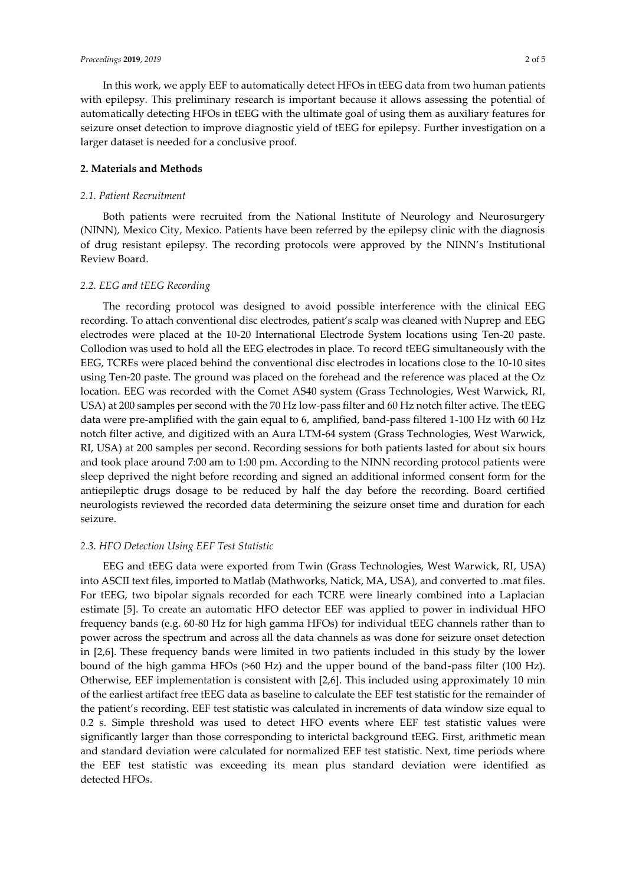In this work, we apply EEF to automatically detect HFOs in tEEG data from two human patients with epilepsy. This preliminary research is important because it allows assessing the potential of automatically detecting HFOs in tEEG with the ultimate goal of using them as auxiliary features for seizure onset detection to improve diagnostic yield of tEEG for epilepsy. Further investigation on a larger dataset is needed for a conclusive proof.

## 2. Materials and Methods

### *2.1. Patient Recruitment*

Both patients were recruited from the National Institute of Neurology and Neurosurgery (NINN), Mexico City, Mexico. Patients have been referred by the epilepsy clinic with the diagnosis of drug resistant epilepsy. The recording protocols were approved by the NINN's Institutional Review Board.

### *2.2. EEG and tEEG Recording*

The recording protocol was designed to avoid possible interference with the clinical EEG recording. To attach conventional disc electrodes, patient's scalp was cleaned with Nuprep and EEG electrodes were placed at the 10-20 International Electrode System locations using Ten-20 paste. Collodion was used to hold all the EEG electrodes in place. To record tEEG simultaneously with the EEG, TCREs were placed behind the conventional disc electrodes in locations close to the 10-10 sites using Ten-20 paste. The ground was placed on the forehead and the reference was placed at the Oz location. EEG was recorded with the Comet AS40 system (Grass Technologies, West Warwick, RI, USA) at 200 samples per second with the 70 Hz low-pass filter and 60 Hz notch filter active. The tEEG data were pre-amplified with the gain equal to 6, amplified, band-pass filtered 1-100 Hz with 60 Hz notch filter active, and digitized with an Aura LTM-64 system (Grass Technologies, West Warwick, RI, USA) at 200 samples per second. Recording sessions for both patients lasted for about six hours and took place around 7:00 am to 1:00 pm. According to the NINN recording protocol patients were sleep deprived the night before recording and signed an additional informed consent form for the antiepileptic drugs dosage to be reduced by half the day before the recording. Board certified neurologists reviewed the recorded data determining the seizure onset time and duration for each seizure.

### *2.3. HFO Detection Using EEF Test Statistic*

EEG and tEEG data were exported from Twin (Grass Technologies, West Warwick, RI, USA) into ASCII text files, imported to Matlab (Mathworks, Natick, MA, USA), and converted to .mat files. For tEEG, two bipolar signals recorded for each TCRE were linearly combined into a Laplacian estimate [5]. To create an automatic HFO detector EEF was applied to power in individual HFO frequency bands (e.g. 60-80 Hz for high gamma HFOs) for individual tEEG channels rather than to power across the spectrum and across all the data channels as was done for seizure onset detection in [2,6]. These frequency bands were limited in two patients included in this study by the lower bound of the high gamma HFOs (>60 Hz) and the upper bound of the band-pass filter (100 Hz). Otherwise, EEF implementation is consistent with [2,6]. This included using approximately 10 min of the earliest artifact free tEEG data as baseline to calculate the EEF test statistic for the remainder of the patient's recording. EEF test statistic was calculated in increments of data window size equal to 0.2 s. Simple threshold was used to detect HFO events where EEF test statistic values were significantly larger than those corresponding to interictal background tEEG. First, arithmetic mean and standard deviation were calculated for normalized EEF test statistic. Next, time periods where the EEF test statistic was exceeding its mean plus standard deviation were identified as detected HFOs.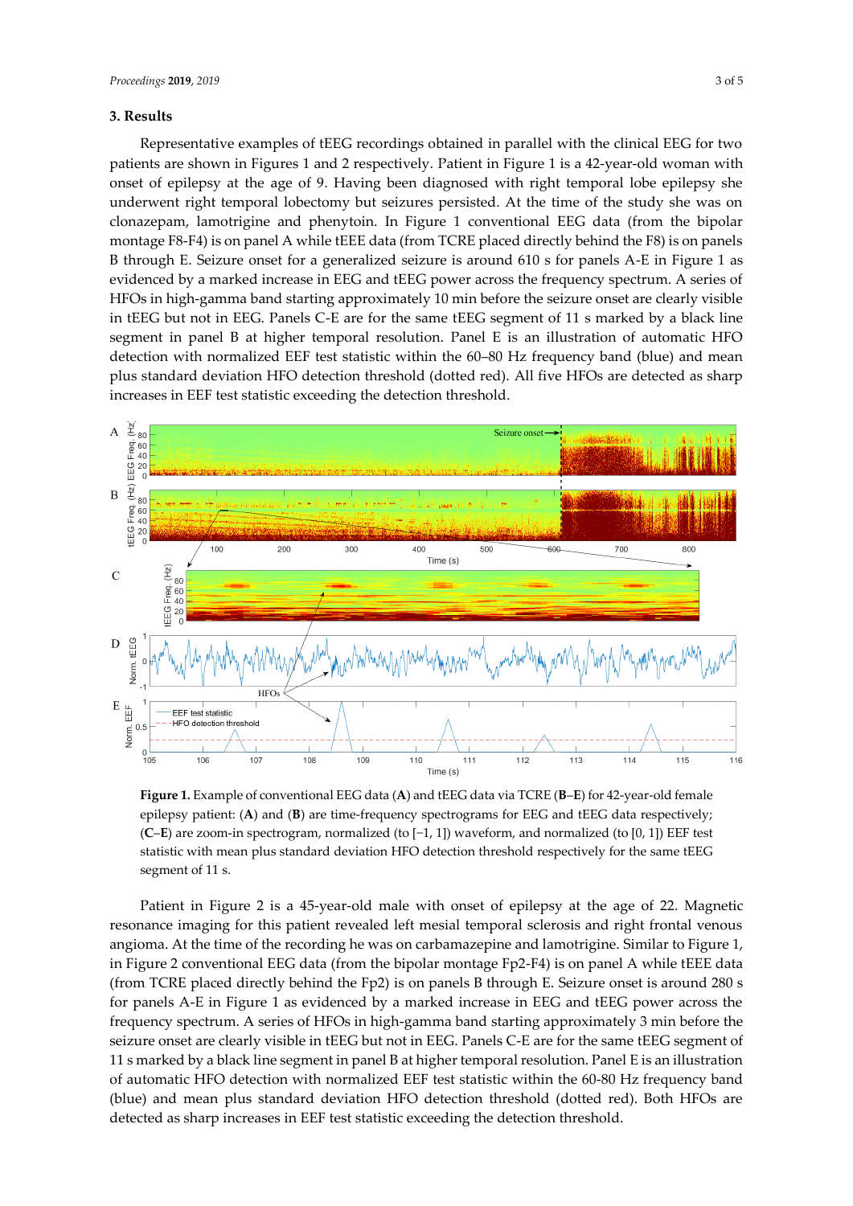## 3. Results

Representative examples of tEEG recordings obtained in parallel with the clinical EEG for two patients are shown in Figures 1 and 2 respectively. Patient in Figure 1 is a 42-year-old woman with onset of epilepsy at the age of 9. Having been diagnosed with right temporal lobe epilepsy she underwent right temporal lobectomy but seizures persisted. At the time of the study she was on clonazepam, lamotrigine and phenytoin. In Figure 1 conventional EEG data (from the bipolar montage F8-F4) is on panel A while tEEE data (from TCRE placed directly behind the F8) is on panels B through E. Seizure onset for a generalized seizure is around 610 s for panels A-E in Figure 1 as evidenced by a marked increase in EEG and tEEG power across the frequency spectrum. A series of HFOs in high-gamma band starting approximately 10 min before the seizure onset are clearly visible in tEEG but not in EEG. Panels C-E are for the same tEEG segment of 11 s marked by a black line segment in panel B at higher temporal resolution. Panel E is an illustration of automatic HFO detection with normalized EEF test statistic within the 60–80 Hz frequency band (blue) and mean plus standard deviation HFO detection threshold (dotted red). All five HFOs are detected as sharp increases in EEF test statistic exceeding the detection threshold.

**Figure 1.** Example of conventional EEG data (**A**) and tEEG data via TCRE (**B**–**E**) for 42-year-old female epilepsy patient: (**A**) and (**B**) are time-frequency spectrograms for EEG and tEEG data respectively; (**C**–**E**) are zoom-in spectrogram, normalized (to [−1, 1]) waveform, and normalized (to [0, 1]) EEF test statistic with mean plus standard deviation HFO detection threshold respectively for the same tEEG segment of 11 s.

Patient in Figure 2 is a 45-year-old male with onset of epilepsy at the age of 22. Magnetic resonance imaging for this patient revealed left mesial temporal sclerosis and right frontal venous angioma. At the time of the recording he was on carbamazepine and lamotrigine. Similar to Figure 1, in Figure 2 conventional EEG data (from the bipolar montage Fp2-F4) is on panel A while tEEE data (from TCRE placed directly behind the Fp2) is on panels B through E. Seizure onset is around 280 s for panels A-E in Figure 1 as evidenced by a marked increase in EEG and tEEG power across the frequency spectrum. A series of HFOs in high-gamma band starting approximately 3 min before the seizure onset are clearly visible in tEEG but not in EEG. Panels C-E are for the same tEEG segment of 11 s marked by a black line segment in panel B at higher temporal resolution. Panel E is an illustration of automatic HFO detection with normalized EEF test statistic within the 60-80 Hz frequency band (blue) and mean plus standard deviation HFO detection threshold (dotted red). Both HFOs are detected as sharp increases in EEF test statistic exceeding the detection threshold.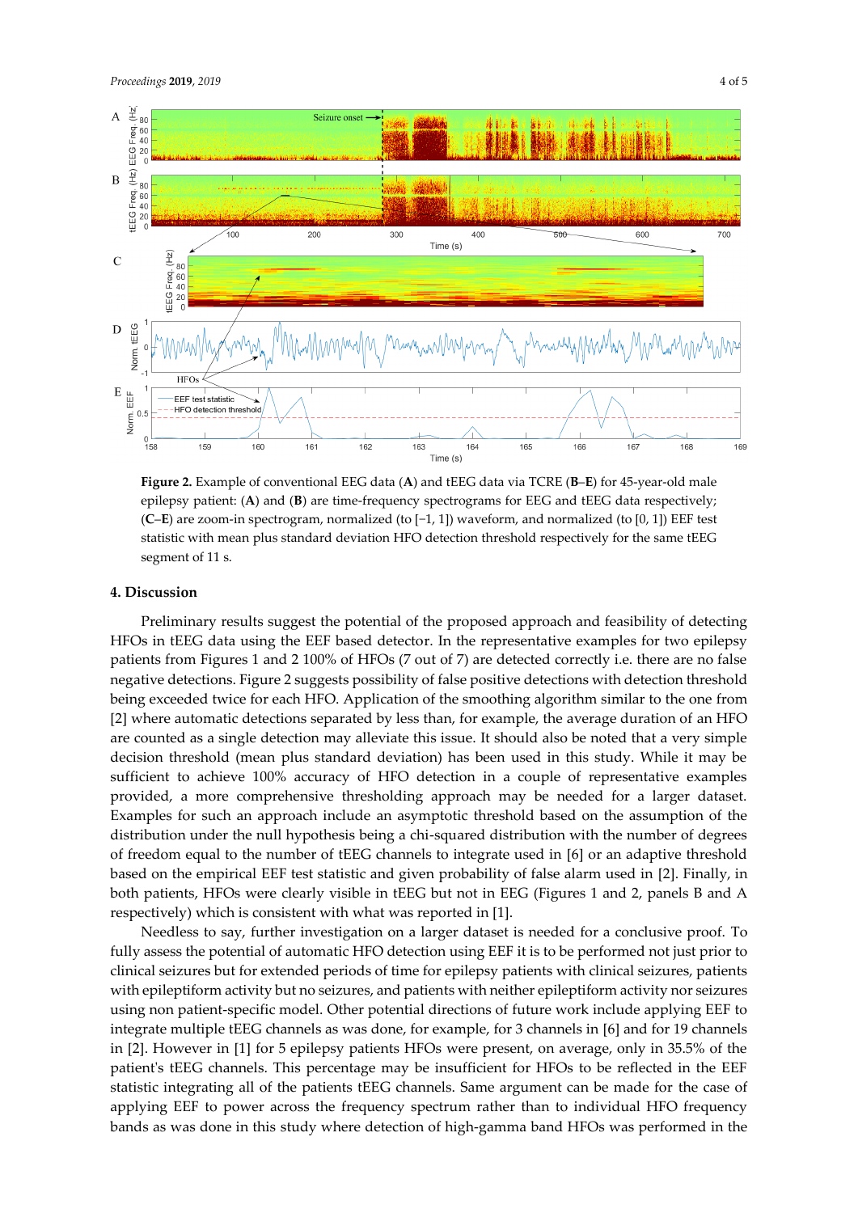**Figure 2.** Example of conventional EEG data (**A**) and tEEG data via TCRE (**B**–**E**) for 45-year-old male epilepsy patient: (**A**) and (**B**) are time-frequency spectrograms for EEG and tEEG data respectively; (**C**–**E**) are zoom-in spectrogram, normalized (to [−1, 1]) waveform, and normalized (to [0, 1]) EEF test statistic with mean plus standard deviation HFO detection threshold respectively for the same tEEG segment of 11 s.

## 4. Discussion

Preliminary results suggest the potential of the proposed approach and feasibility of detecting HFOs in tEEG data using the EEF based detector. In the representative examples for two epilepsy patients from Figures 1 and 2 100% of HFOs (7 out of 7) are detected correctly i.e. there are no false negative detections. Figure 2 suggests possibility of false positive detections with detection threshold being exceeded twice for each HFO. Application of the smoothing algorithm similar to the one from [2] where automatic detections separated by less than, for example, the average duration of an HFO are counted as a single detection may alleviate this issue. It should also be noted that a very simple decision threshold (mean plus standard deviation) has been used in this study. While it may be sufficient to achieve 100% accuracy of HFO detection in a couple of representative examples provided, a more comprehensive thresholding approach may be needed for a larger dataset. Examples for such an approach include an asymptotic threshold based on the assumption of the distribution under the null hypothesis being a chi-squared distribution with the number of degrees of freedom equal to the number of tEEG channels to integrate used in [6] or an adaptive threshold based on the empirical EEF test statistic and given probability of false alarm used in [2]. Finally, in both patients, HFOs were clearly visible in tEEG but not in EEG (Figures 1 and 2, panels B and A respectively) which is consistent with what was reported in [1].

Needless to say, further investigation on a larger dataset is needed for a conclusive proof. To fully assess the potential of automatic HFO detection using EEF it is to be performed not just prior to clinical seizures but for extended periods of time for epilepsy patients with clinical seizures, patients with epileptiform activity but no seizures, and patients with neither epileptiform activity nor seizures using non patient-specific model. Other potential directions of future work include applying EEF to integrate multiple tEEG channels as was done, for example, for 3 channels in [6] and for 19 channels in [2]. However in [1] for 5 epilepsy patients HFOs were present, on average, only in 35.5% of the patient's tEEG channels. This percentage may be insufficient for HFOs to be reflected in the EEF statistic integrating all of the patients tEEG channels. Same argument can be made for the case of applying EEF to power across the frequency spectrum rather than to individual HFO frequency bands as was done in this study where detection of high-gamma band HFOs was performed in the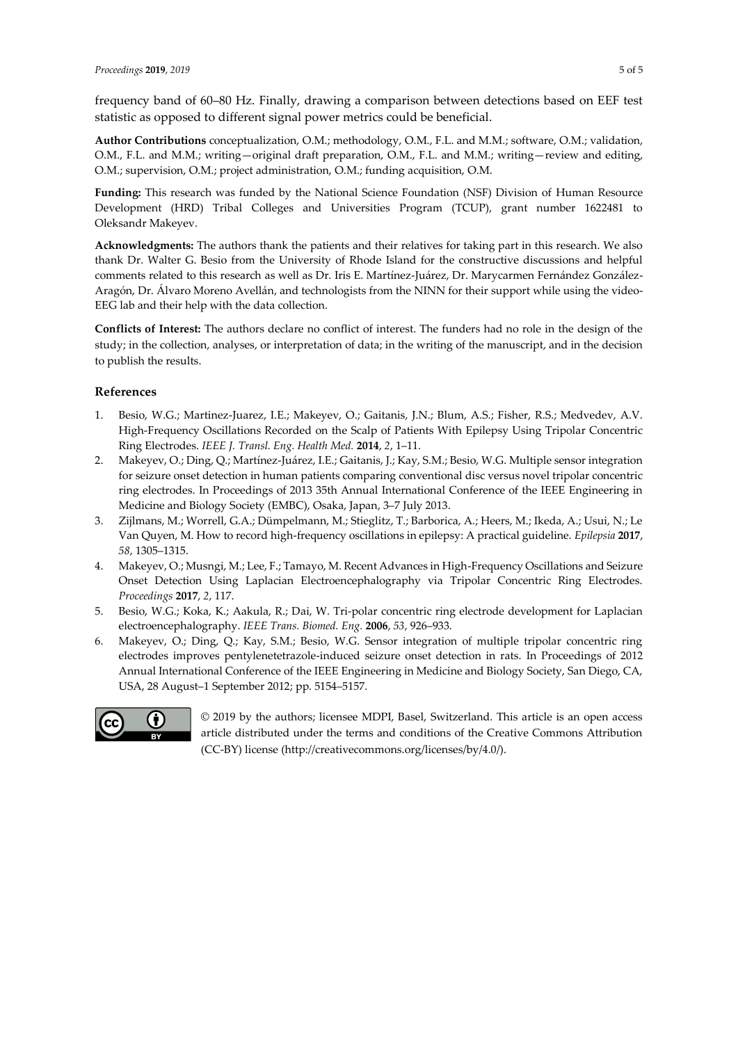frequency band of 60–80 Hz. Finally, drawing a comparison between detections based on EEF test statistic as opposed to different signal power metrics could be beneficial.

**Author Contributions** conceptualization, O.M.; methodology, O.M., F.L. and M.M.; software, O.M.; validation, O.M., F.L. and M.M.; writing—original draft preparation, O.M., F.L. and M.M.; writing—review and editing, O.M.; supervision, O.M.; project administration, O.M.; funding acquisition, O.M.

**Funding:** This research was funded by the National Science Foundation (NSF) Division of Human Resource Development (HRD) Tribal Colleges and Universities Program (TCUP), grant number 1622481 to Oleksandr Makeyev.

**Acknowledgments:** The authors thank the patients and their relatives for taking part in this research. We also thank Dr. Walter G. Besio from the University of Rhode Island for the constructive discussions and helpful comments related to this research as well as Dr. Iris E. Martínez-Juárez, Dr. Marycarmen Fernández González-Aragón, Dr. Álvaro Moreno Avellán, and technologists from the NINN for their support while using the video-EEG lab and their help with the data collection.

**Conflicts of Interest:** The authors declare no conflict of interest. The funders had no role in the design of the study; in the collection, analyses, or interpretation of data; in the writing of the manuscript, and in the decision to publish the results.

## References

1. Besio, W.G.; Martinez-Juarez, I.E.; Makeyev, O.; Gaitanis, J.N.; Blum, A.S.; Fisher, R.S.; Medvedev, A.V. High-Frequency Oscillations Recorded on the Scalp of Patients With Epilepsy Using Tripolar Concentric Ring Electrodes. *IEEE J. Transl. Eng. Health Med.* **2014**, *2*, 1–11.
2. Makeyev, O.; Ding, Q.; Martínez-Juárez, I.E.; Gaitanis, J.; Kay, S.M.; Besio, W.G. Multiple sensor integration for seizure onset detection in human patients comparing conventional disc versus novel tripolar concentric ring electrodes. In Proceedings of 2013 35th Annual International Conference of the IEEE Engineering in Medicine and Biology Society (EMBC), Osaka, Japan, 3–7 July 2013.
3. Zijlmans, M.; Worrell, G.A.; Dümpelmann, M.; Stieglitz, T.; Barborica, A.; Heers, M.; Ikeda, A.; Usui, N.; Le Van Quyen, M. How to record high-frequency oscillations in epilepsy: A practical guideline. *Epilepsia* **2017**, *58*, 1305–1315.
4. Makeyev, O.; Musngi, M.; Lee, F.; Tamayo, M. Recent Advances in High-Frequency Oscillations and Seizure Onset Detection Using Laplacian Electroencephalography via Tripolar Concentric Ring Electrodes. *Proceedings* **2017**, *2*, 117.
5. Besio, W.G.; Koka, K.; Aakula, R.; Dai, W. Tri-polar concentric ring electrode development for Laplacian electroencephalography. *IEEE Trans. Biomed. Eng.* **2006**, *53*, 926–933.
6. Makeyev, O.; Ding, Q.; Kay, S.M.; Besio, W.G. Sensor integration of multiple tripolar concentric ring electrodes improves pentylenetetrazole-induced seizure onset detection in rats. In Proceedings of 2012 Annual International Conference of the IEEE Engineering in Medicine and Biology Society, San Diego, CA, USA, 28 August–1 September 2012; pp. 5154–5157.

© 2019 by the authors; licensee MDPI, Basel, Switzerland. This article is an open access article distributed under the terms and conditions of the Creative Commons Attribution (CC-BY) license (http://creativecommons.org/licenses/by/4.0/).